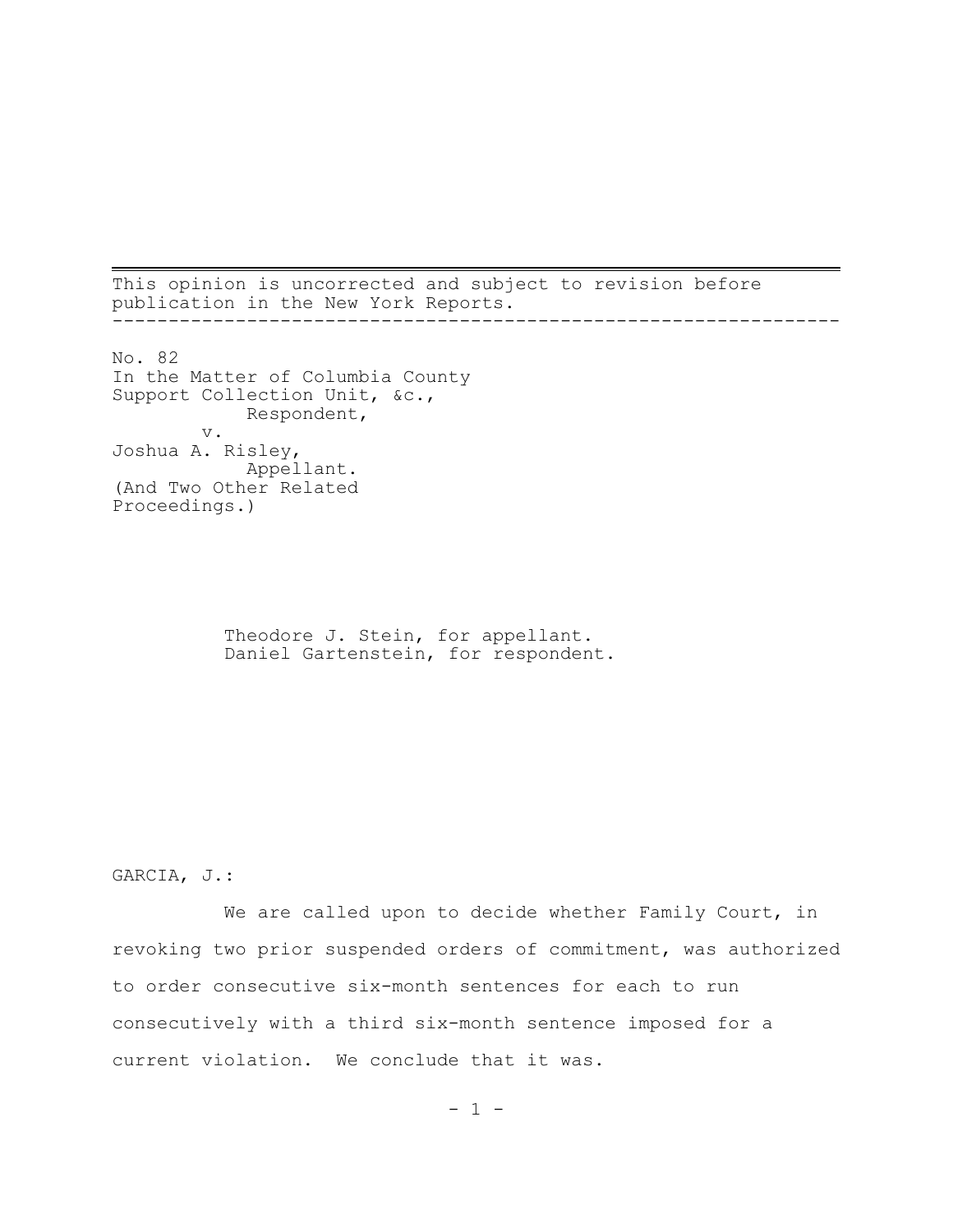This opinion is uncorrected and subject to revision before publication in the New York Reports.

---

No. 82
In the Matter of Columbia County Support Collection Unit, &c.,
Respondent,
v.
Joshua A. Risley,
Appellant.
(And Two Other Related Proceedings.)

Theodore J. Stein, for appellant.
Daniel Gartenstein, for respondent.

GARCIA, J.:

We are called upon to decide whether Family Court, in revoking two prior suspended orders of commitment, was authorized to order consecutive six-month sentences for each to run consecutively with a third six-month sentence imposed for a current violation. We conclude that it was.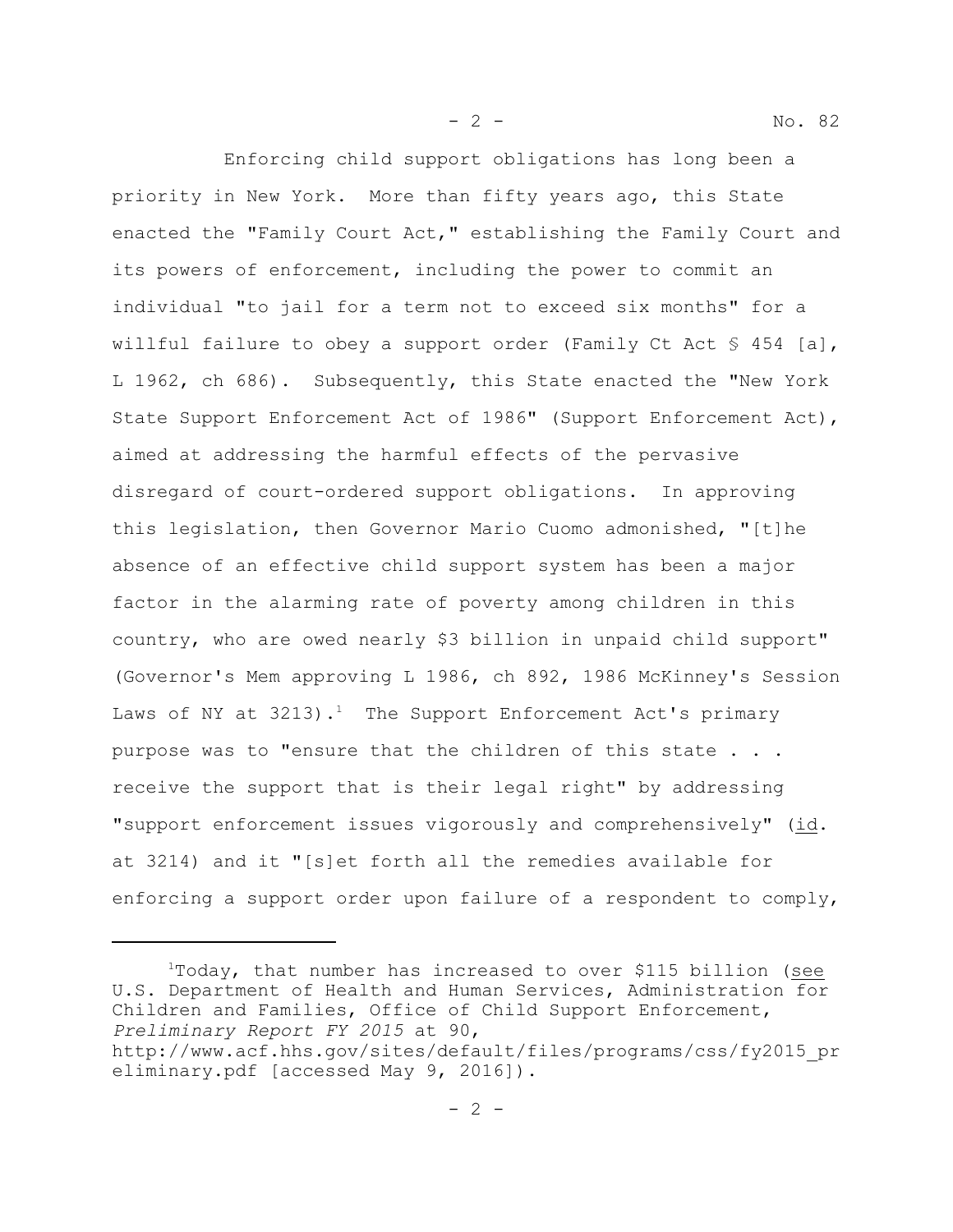Enforcing child support obligations has long been a priority in New York. More than fifty years ago, this State enacted the "Family Court Act," establishing the Family Court and its powers of enforcement, including the power to commit an individual "to jail for a term not to exceed six months" for a willful failure to obey a support order (Family Ct Act § 454 [a], L 1962, ch 686). Subsequently, this State enacted the "New York State Support Enforcement Act of 1986" (Support Enforcement Act), aimed at addressing the harmful effects of the pervasive disregard of court-ordered support obligations. In approving this legislation, then Governor Mario Cuomo admonished, "[t]he absence of an effective child support system has been a major factor in the alarming rate of poverty among children in this country, who are owed nearly $3 billion in unpaid child support" (Governor's Mem approving L 1986, ch 892, 1986 McKinney's Session Laws of NY at 3213).[1] The Support Enforcement Act's primary purpose was to "ensure that the children of this state . . . receive the support that is their legal right" by addressing "support enforcement issues vigorously and comprehensively" (id. at 3214) and it "[s]et forth all the remedies available for enforcing a support order upon failure of a respondent to comply,

---

[1] Today, that number has increased to over $115 billion (see U.S. Department of Health and Human Services, Administration for Children and Families, Office of Child Support Enforcement, *Preliminary Report FY 2015* at 90, http://www.acf.hhs.gov/sites/default/files/programs/css/fy2015_preliminary.pdf [accessed May 9, 2016]).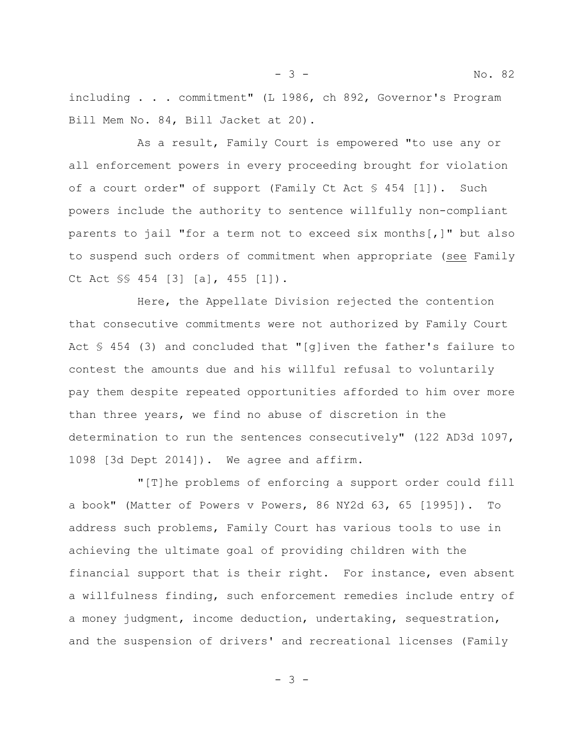including . . . commitment" (L 1986, ch 892, Governor's Program Bill Mem No. 84, Bill Jacket at 20).

As a result, Family Court is empowered "to use any or all enforcement powers in every proceeding brought for violation of a court order" of support (Family Ct Act § 454 [1]). Such powers include the authority to sentence willfully non-compliant parents to jail "for a term not to exceed six months[,]" but also to suspend such orders of commitment when appropriate (see Family Ct Act §§ 454 [3] [a], 455 [1]).

Here, the Appellate Division rejected the contention that consecutive commitments were not authorized by Family Court Act § 454 (3) and concluded that "[g]iven the father's failure to contest the amounts due and his willful refusal to voluntarily pay them despite repeated opportunities afforded to him over more than three years, we find no abuse of discretion in the determination to run the sentences consecutively" (122 AD3d 1097, 1098 [3d Dept 2014]). We agree and affirm.

"[T]he problems of enforcing a support order could fill a book" (Matter of Powers v Powers, 86 NY2d 63, 65 [1995]). To address such problems, Family Court has various tools to use in achieving the ultimate goal of providing children with the financial support that is their right. For instance, even absent a willfulness finding, such enforcement remedies include entry of a money judgment, income deduction, undertaking, sequestration, and the suspension of drivers' and recreational licenses (Family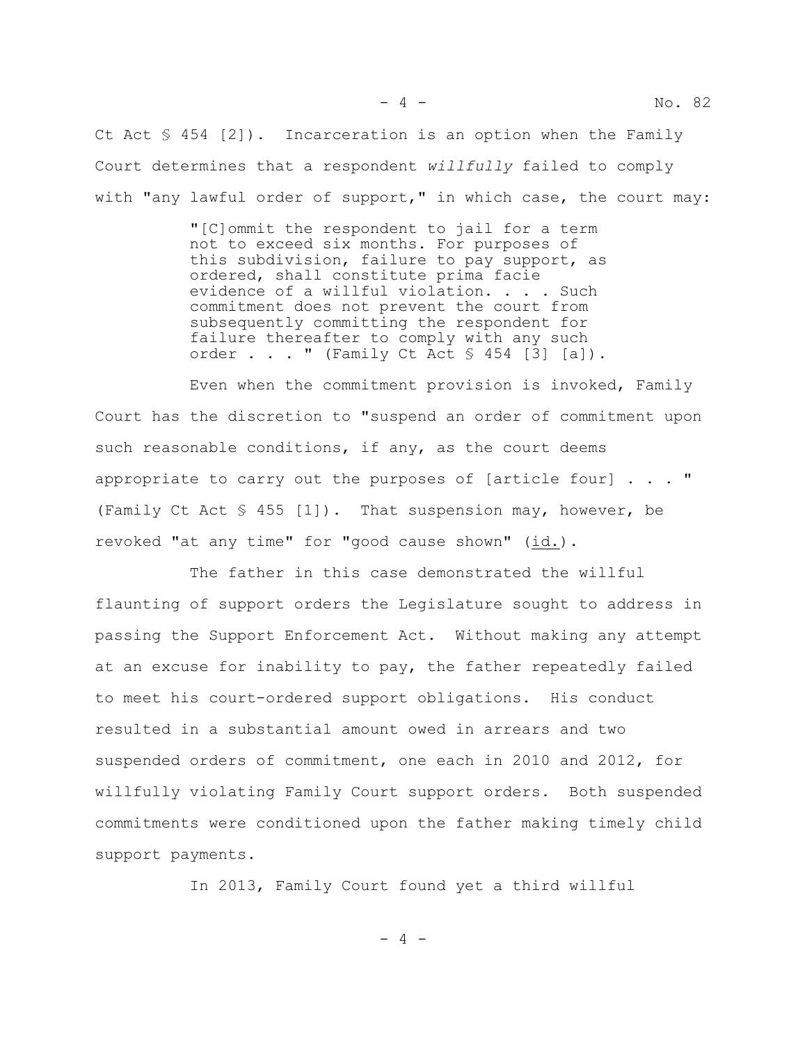Ct Act § 454 [2]). Incarceration is an option when the Family Court determines that a respondent *willfully* failed to comply with "any lawful order of support," in which case, the court may:

> "[C]ommit the respondent to jail for a term not to exceed six months. For purposes of this subdivision, failure to pay support, as ordered, shall constitute prima facie evidence of a willful violation. . . . Such commitment does not prevent the court from subsequently committing the respondent for failure thereafter to comply with any such order . . . " (Family Ct Act § 454 [3] [a]).

Even when the commitment provision is invoked, Family Court has the discretion to "suspend an order of commitment upon such reasonable conditions, if any, as the court deems appropriate to carry out the purposes of [article four] . . . " (Family Ct Act § 455 [1]). That suspension may, however, be revoked "at any time" for "good cause shown" (id.).

The father in this case demonstrated the willful flaunting of support orders the Legislature sought to address in passing the Support Enforcement Act. Without making any attempt at an excuse for inability to pay, the father repeatedly failed to meet his court-ordered support obligations. His conduct resulted in a substantial amount owed in arrears and two suspended orders of commitment, one each in 2010 and 2012, for willfully violating Family Court support orders. Both suspended commitments were conditioned upon the father making timely child support payments.

In 2013, Family Court found yet a third willful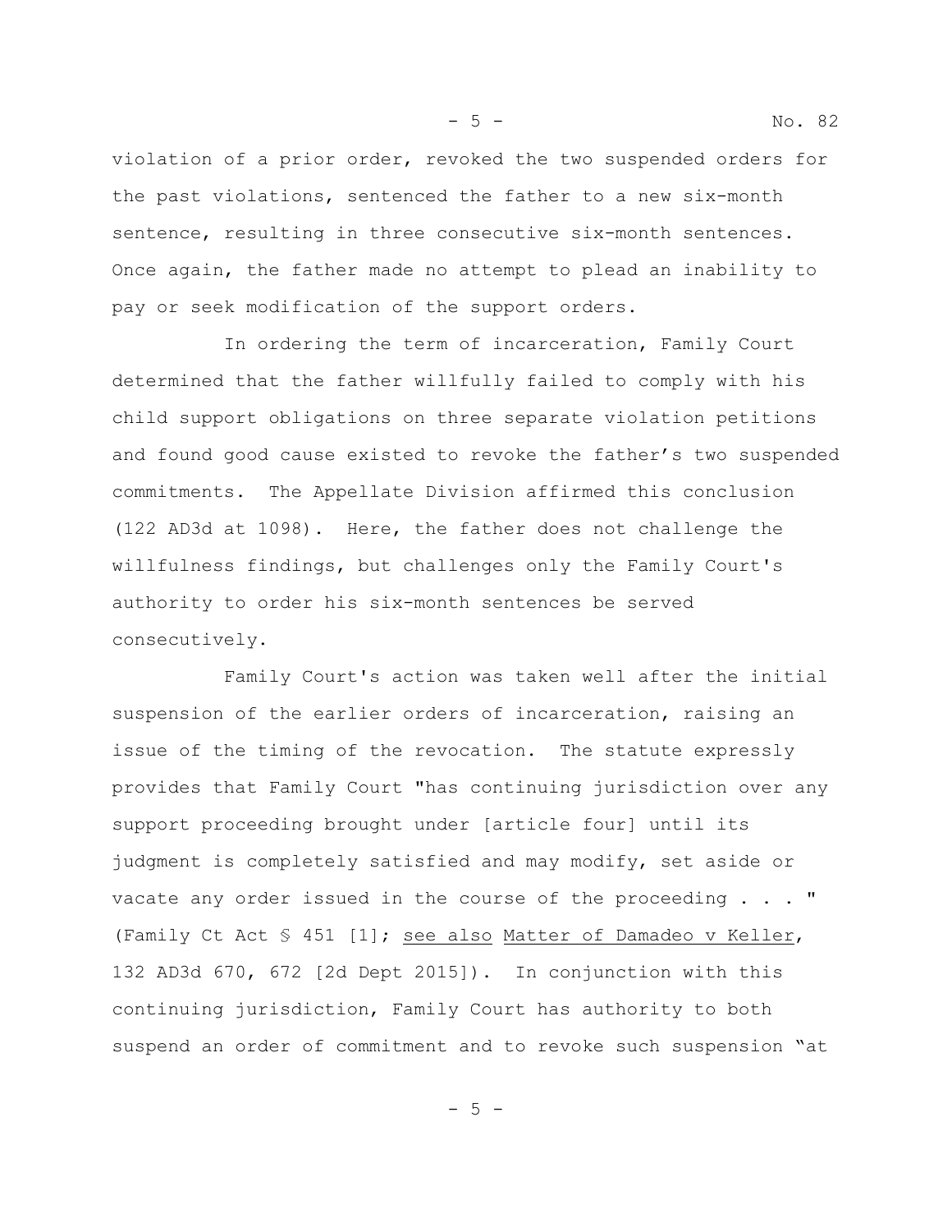violation of a prior order, revoked the two suspended orders for the past violations, sentenced the father to a new six-month sentence, resulting in three consecutive six-month sentences. Once again, the father made no attempt to plead an inability to pay or seek modification of the support orders.

In ordering the term of incarceration, Family Court determined that the father willfully failed to comply with his child support obligations on three separate violation petitions and found good cause existed to revoke the father's two suspended commitments. The Appellate Division affirmed this conclusion (122 AD3d at 1098). Here, the father does not challenge the willfulness findings, but challenges only the Family Court's authority to order his six-month sentences be served consecutively.

Family Court's action was taken well after the initial suspension of the earlier orders of incarceration, raising an issue of the timing of the revocation. The statute expressly provides that Family Court "has continuing jurisdiction over any support proceeding brought under [article four] until its judgment is completely satisfied and may modify, set aside or vacate any order issued in the course of the proceeding . . . " (Family Ct Act § 451 [1]; see also Matter of Damadeo v Keller, 132 AD3d 670, 672 [2d Dept 2015]). In conjunction with this continuing jurisdiction, Family Court has authority to both suspend an order of commitment and to revoke such suspension "at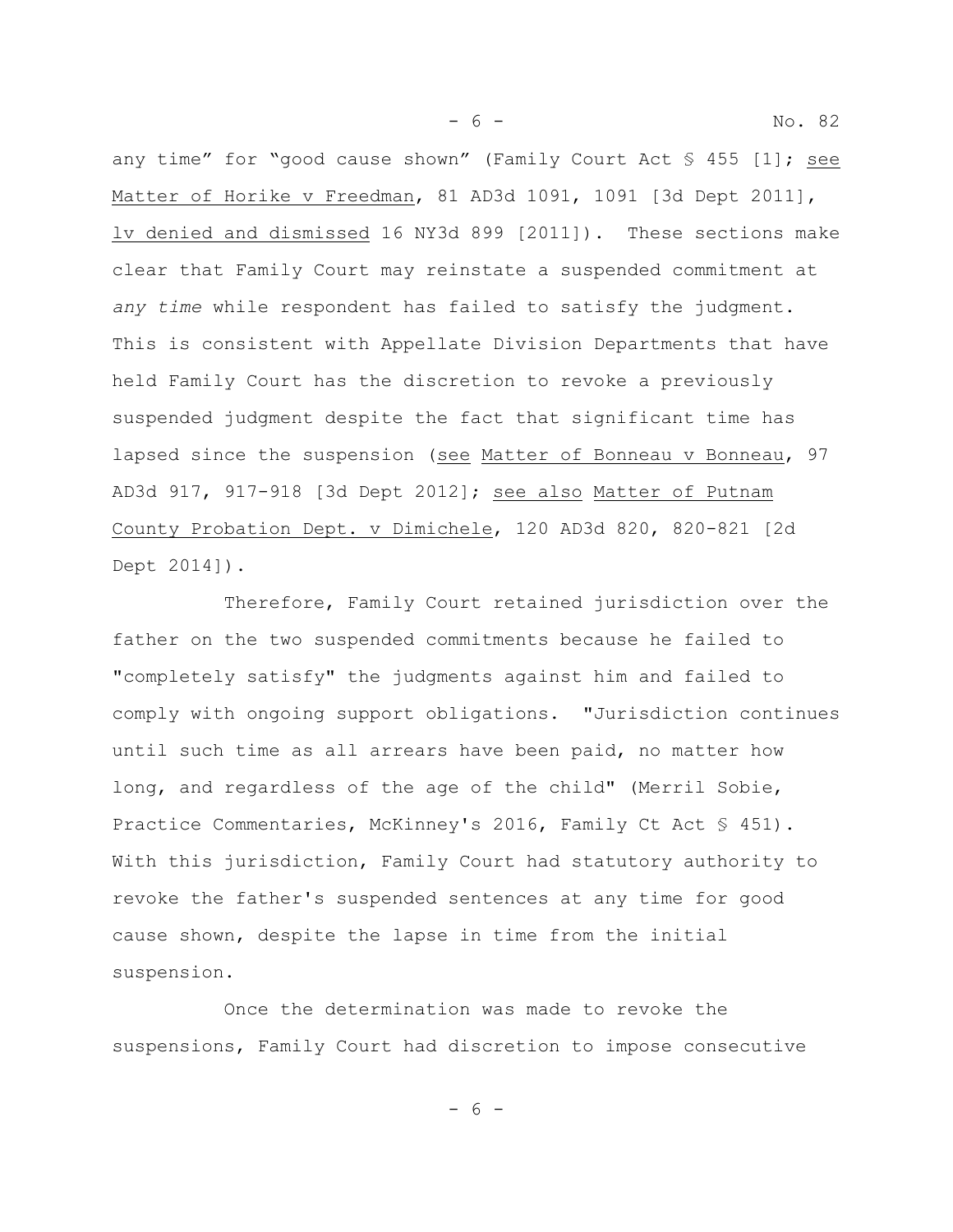any time" for "good cause shown" (Family Court Act § 455 [1]; <u>see</u> <u>Matter of Horike v Freedman</u>, 81 AD3d 1091, 1091 [3d Dept 2011], <u>lv denied and dismissed</u> 16 NY3d 899 [2011]). These sections make clear that Family Court may reinstate a suspended commitment at *any time* while respondent has failed to satisfy the judgment. This is consistent with Appellate Division Departments that have held Family Court has the discretion to revoke a previously suspended judgment despite the fact that significant time has lapsed since the suspension (<u>see</u> <u>Matter of Bonneau v Bonneau</u>, 97 AD3d 917, 917-918 [3d Dept 2012]; <u>see also</u> <u>Matter of Putnam County Probation Dept. v Dimichele</u>, 120 AD3d 820, 820-821 [2d Dept 2014]).

Therefore, Family Court retained jurisdiction over the father on the two suspended commitments because he failed to "completely satisfy" the judgments against him and failed to comply with ongoing support obligations. "Jurisdiction continues until such time as all arrears have been paid, no matter how long, and regardless of the age of the child" (Merril Sobie, Practice Commentaries, McKinney's 2016, Family Ct Act § 451). With this jurisdiction, Family Court had statutory authority to revoke the father's suspended sentences at any time for good cause shown, despite the lapse in time from the initial suspension.

Once the determination was made to revoke the suspensions, Family Court had discretion to impose consecutive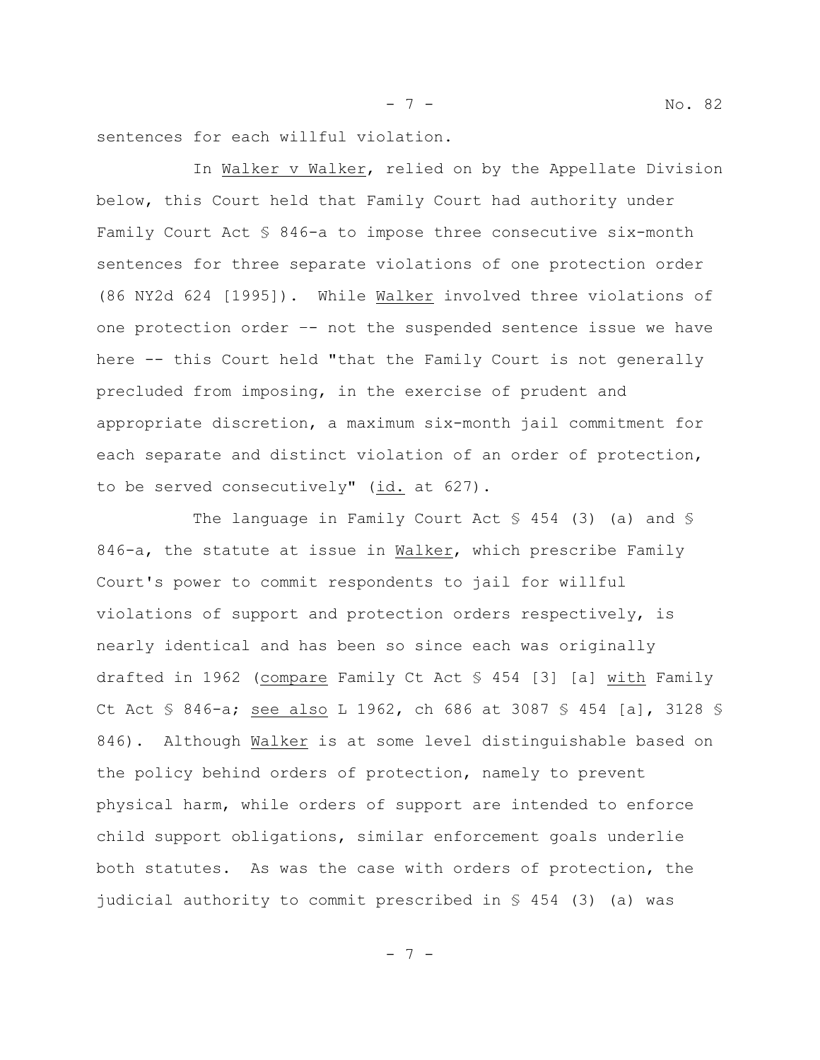sentences for each willful violation.

In Walker v Walker, relied on by the Appellate Division below, this Court held that Family Court had authority under Family Court Act § 846-a to impose three consecutive six-month sentences for three separate violations of one protection order (86 NY2d 624 [1995]). While Walker involved three violations of one protection order –- not the suspended sentence issue we have here -- this Court held "that the Family Court is not generally precluded from imposing, in the exercise of prudent and appropriate discretion, a maximum six-month jail commitment for each separate and distinct violation of an order of protection, to be served consecutively" (id. at 627).

The language in Family Court Act § 454 (3) (a) and § 846-a, the statute at issue in Walker, which prescribe Family Court's power to commit respondents to jail for willful violations of support and protection orders respectively, is nearly identical and has been so since each was originally drafted in 1962 (compare Family Ct Act § 454 [3] [a] with Family Ct Act § 846-a; see also L 1962, ch 686 at 3087 § 454 [a], 3128 § 846). Although Walker is at some level distinguishable based on the policy behind orders of protection, namely to prevent physical harm, while orders of support are intended to enforce child support obligations, similar enforcement goals underlie both statutes. As was the case with orders of protection, the judicial authority to commit prescribed in § 454 (3) (a) was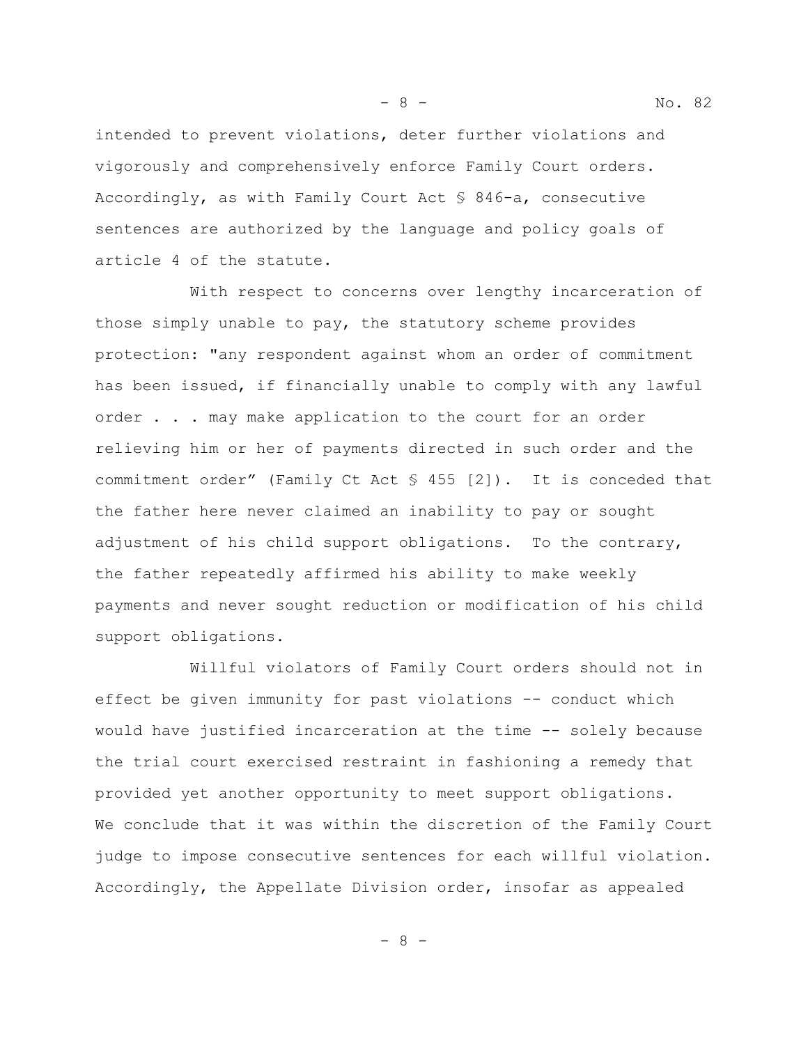intended to prevent violations, deter further violations and vigorously and comprehensively enforce Family Court orders. Accordingly, as with Family Court Act § 846-a, consecutive sentences are authorized by the language and policy goals of article 4 of the statute.

With respect to concerns over lengthy incarceration of those simply unable to pay, the statutory scheme provides protection: "any respondent against whom an order of commitment has been issued, if financially unable to comply with any lawful order . . . may make application to the court for an order relieving him or her of payments directed in such order and the commitment order" (Family Ct Act § 455 [2]). It is conceded that the father here never claimed an inability to pay or sought adjustment of his child support obligations. To the contrary, the father repeatedly affirmed his ability to make weekly payments and never sought reduction or modification of his child support obligations.

Willful violators of Family Court orders should not in effect be given immunity for past violations -- conduct which would have justified incarceration at the time -- solely because the trial court exercised restraint in fashioning a remedy that provided yet another opportunity to meet support obligations. We conclude that it was within the discretion of the Family Court judge to impose consecutive sentences for each willful violation. Accordingly, the Appellate Division order, insofar as appealed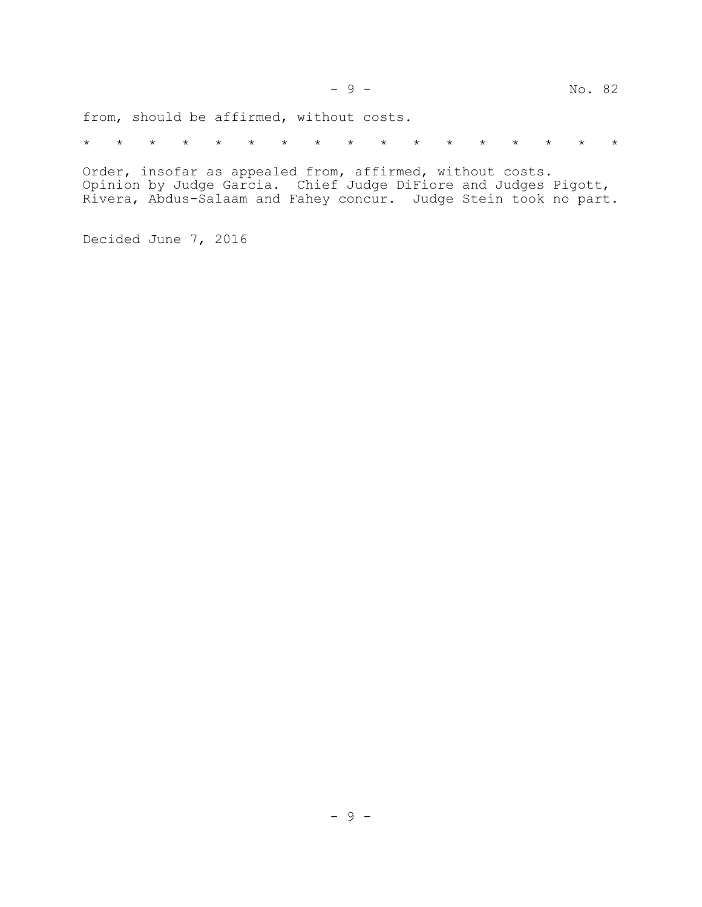from, should be affirmed, without costs.

* * * * * * * * * * * * * * * * *

Order, insofar as appealed from, affirmed, without costs.
Opinion by Judge Garcia. Chief Judge DiFiore and Judges Pigott, Rivera, Abdus-Salaam and Fahey concur. Judge Stein took no part.

Decided June 7, 2016